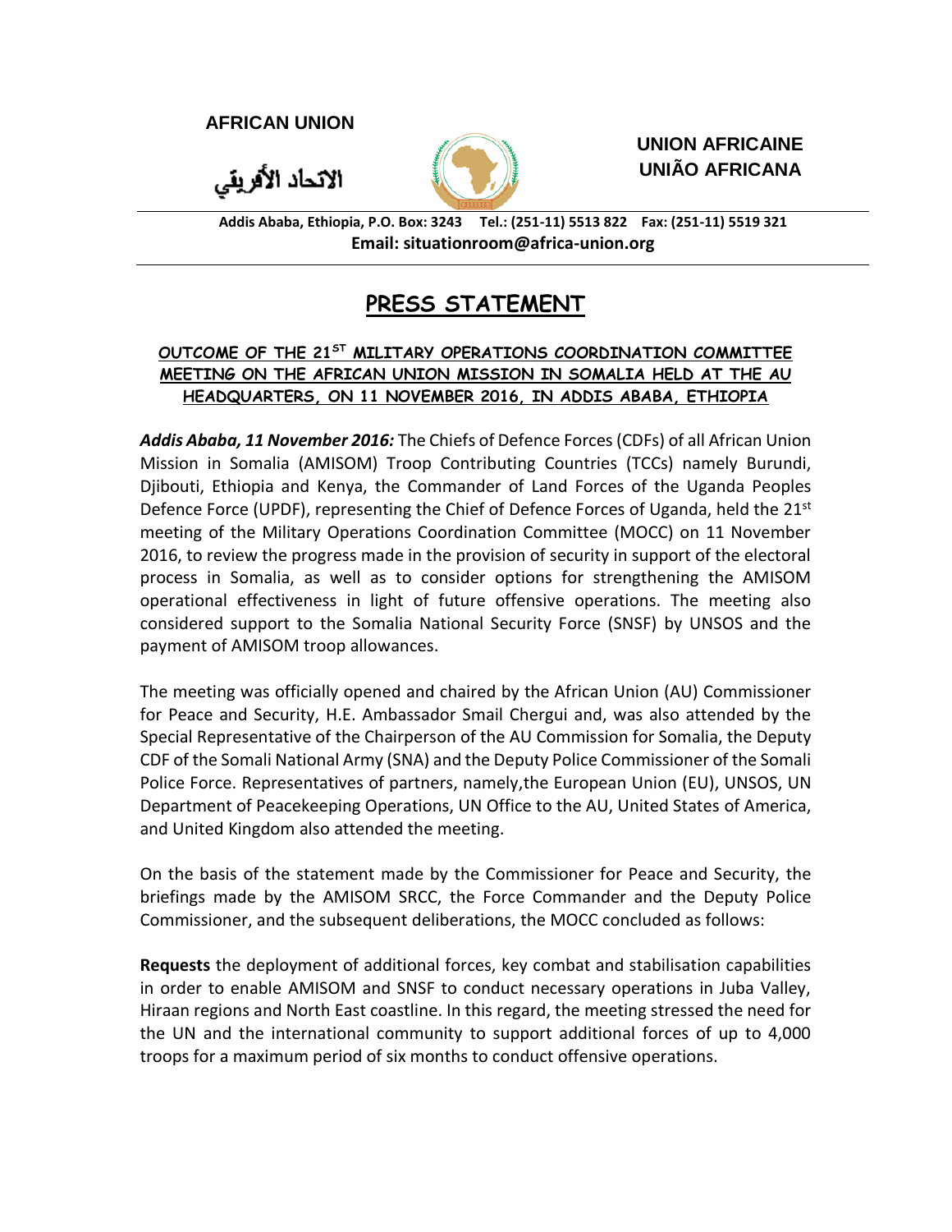**AFRICAN UNION**

الاتحاد الأفريقي

**UNION AFRICAINE**
**UNIÃO AFRICANA**

**Addis Ababa, Ethiopia, P.O. Box: 3243 Tel.: (251-11) 5513 822 Fax: (251-11) 5519 321**
**Email: situationroom@africa-union.org**

# PRESS STATEMENT

## OUTCOME OF THE 21ST MILITARY OPERATIONS COORDINATION COMMITTEE MEETING ON THE AFRICAN UNION MISSION IN SOMALIA HELD AT THE AU HEADQUARTERS, ON 11 NOVEMBER 2016, IN ADDIS ABABA, ETHIOPIA

***Addis Ababa, 11 November 2016:*** The Chiefs of Defence Forces (CDFs) of all African Union Mission in Somalia (AMISOM) Troop Contributing Countries (TCCs) namely Burundi, Djibouti, Ethiopia and Kenya, the Commander of Land Forces of the Uganda Peoples Defence Force (UPDF), representing the Chief of Defence Forces of Uganda, held the 21st meeting of the Military Operations Coordination Committee (MOCC) on 11 November 2016, to review the progress made in the provision of security in support of the electoral process in Somalia, as well as to consider options for strengthening the AMISOM operational effectiveness in light of future offensive operations. The meeting also considered support to the Somalia National Security Force (SNSF) by UNSOS and the payment of AMISOM troop allowances.

The meeting was officially opened and chaired by the African Union (AU) Commissioner for Peace and Security, H.E. Ambassador Smail Chergui and, was also attended by the Special Representative of the Chairperson of the AU Commission for Somalia, the Deputy CDF of the Somali National Army (SNA) and the Deputy Police Commissioner of the Somali Police Force. Representatives of partners, namely,the European Union (EU), UNSOS, UN Department of Peacekeeping Operations, UN Office to the AU, United States of America, and United Kingdom also attended the meeting.

On the basis of the statement made by the Commissioner for Peace and Security, the briefings made by the AMISOM SRCC, the Force Commander and the Deputy Police Commissioner, and the subsequent deliberations, the MOCC concluded as follows:

**Requests** the deployment of additional forces, key combat and stabilisation capabilities in order to enable AMISOM and SNSF to conduct necessary operations in Juba Valley, Hiraan regions and North East coastline. In this regard, the meeting stressed the need for the UN and the international community to support additional forces of up to 4,000 troops for a maximum period of six months to conduct offensive operations.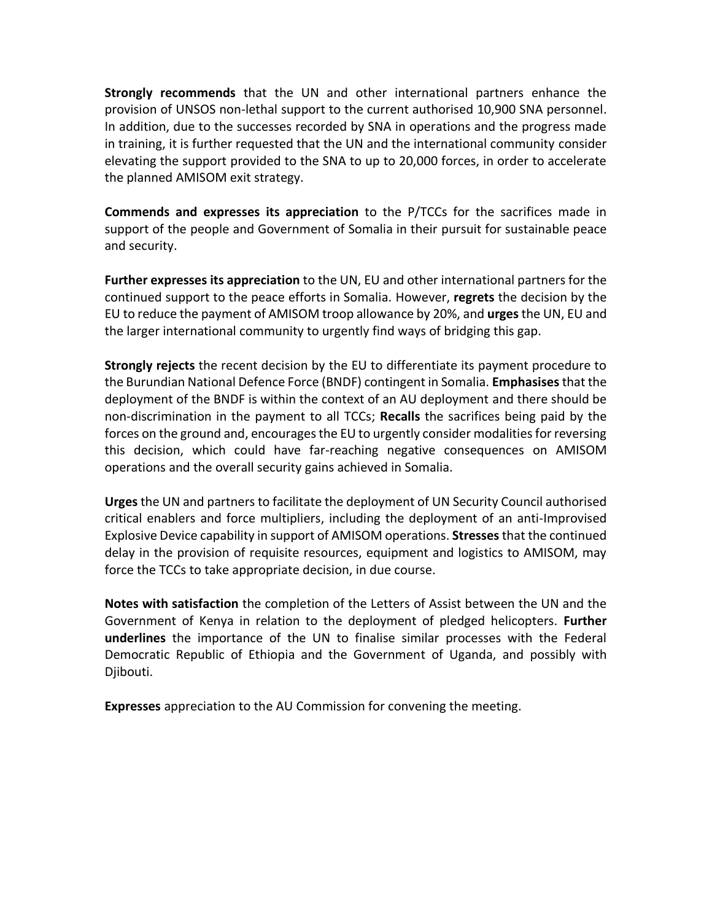**Strongly recommends** that the UN and other international partners enhance the provision of UNSOS non-lethal support to the current authorised 10,900 SNA personnel. In addition, due to the successes recorded by SNA in operations and the progress made in training, it is further requested that the UN and the international community consider elevating the support provided to the SNA to up to 20,000 forces, in order to accelerate the planned AMISOM exit strategy.

**Commends and expresses its appreciation** to the P/TCCs for the sacrifices made in support of the people and Government of Somalia in their pursuit for sustainable peace and security.

**Further expresses its appreciation** to the UN, EU and other international partners for the continued support to the peace efforts in Somalia. However, **regrets** the decision by the EU to reduce the payment of AMISOM troop allowance by 20%, and **urges** the UN, EU and the larger international community to urgently find ways of bridging this gap.

**Strongly rejects** the recent decision by the EU to differentiate its payment procedure to the Burundian National Defence Force (BNDF) contingent in Somalia. **Emphasises** that the deployment of the BNDF is within the context of an AU deployment and there should be non-discrimination in the payment to all TCCs; **Recalls** the sacrifices being paid by the forces on the ground and, encourages the EU to urgently consider modalities for reversing this decision, which could have far-reaching negative consequences on AMISOM operations and the overall security gains achieved in Somalia.

**Urges** the UN and partners to facilitate the deployment of UN Security Council authorised critical enablers and force multipliers, including the deployment of an anti-Improvised Explosive Device capability in support of AMISOM operations. **Stresses** that the continued delay in the provision of requisite resources, equipment and logistics to AMISOM, may force the TCCs to take appropriate decision, in due course.

**Notes with satisfaction** the completion of the Letters of Assist between the UN and the Government of Kenya in relation to the deployment of pledged helicopters. **Further underlines** the importance of the UN to finalise similar processes with the Federal Democratic Republic of Ethiopia and the Government of Uganda, and possibly with Djibouti.

**Expresses** appreciation to the AU Commission for convening the meeting.